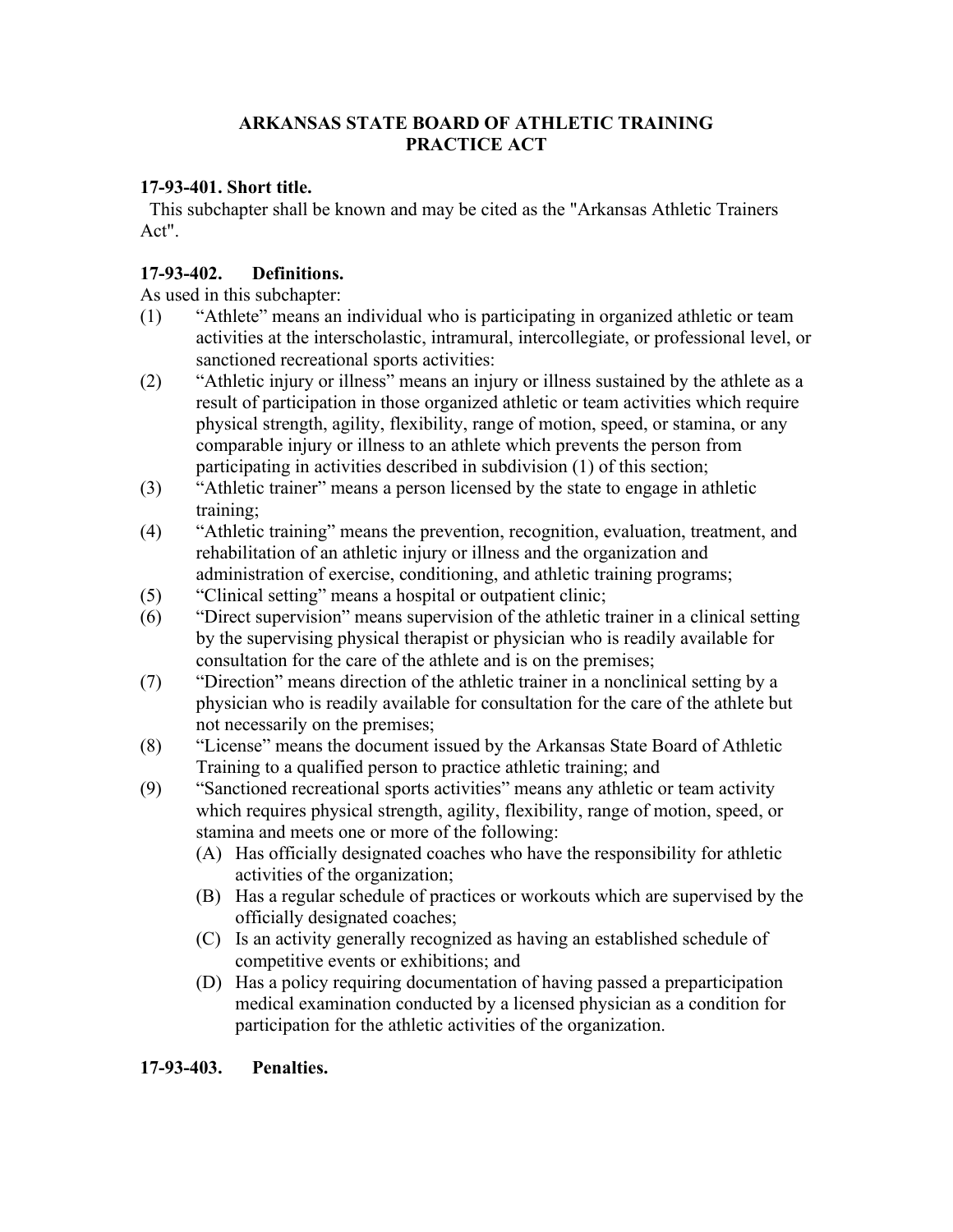# ARKANSAS STATE BOARD OF ATHLETIC TRAINING PRACTICE ACT

**17-93-401. Short title.**

This subchapter shall be known and may be cited as the "Arkansas Athletic Trainers Act".

**17-93-402. Definitions.**

As used in this subchapter:

(1) "Athlete" means an individual who is participating in organized athletic or team activities at the interscholastic, intramural, intercollegiate, or professional level, or sanctioned recreational sports activities:

(2) "Athletic injury or illness" means an injury or illness sustained by the athlete as a result of participation in those organized athletic or team activities which require physical strength, agility, flexibility, range of motion, speed, or stamina, or any comparable injury or illness to an athlete which prevents the person from participating in activities described in subdivision (1) of this section;

(3) "Athletic trainer" means a person licensed by the state to engage in athletic training;

(4) "Athletic training" means the prevention, recognition, evaluation, treatment, and rehabilitation of an athletic injury or illness and the organization and administration of exercise, conditioning, and athletic training programs;

(5) "Clinical setting" means a hospital or outpatient clinic;

(6) "Direct supervision" means supervision of the athletic trainer in a clinical setting by the supervising physical therapist or physician who is readily available for consultation for the care of the athlete and is on the premises;

(7) "Direction" means direction of the athletic trainer in a nonclinical setting by a physician who is readily available for consultation for the care of the athlete but not necessarily on the premises;

(8) "License" means the document issued by the Arkansas State Board of Athletic Training to a qualified person to practice athletic training; and

(9) "Sanctioned recreational sports activities" means any athletic or team activity which requires physical strength, agility, flexibility, range of motion, speed, or stamina and meets one or more of the following:

   (A) Has officially designated coaches who have the responsibility for athletic activities of the organization;

   (B) Has a regular schedule of practices or workouts which are supervised by the officially designated coaches;

   (C) Is an activity generally recognized as having an established schedule of competitive events or exhibitions; and

   (D) Has a policy requiring documentation of having passed a preparticipation medical examination conducted by a licensed physician as a condition for participation for the athletic activities of the organization.

**17-93-403. Penalties.**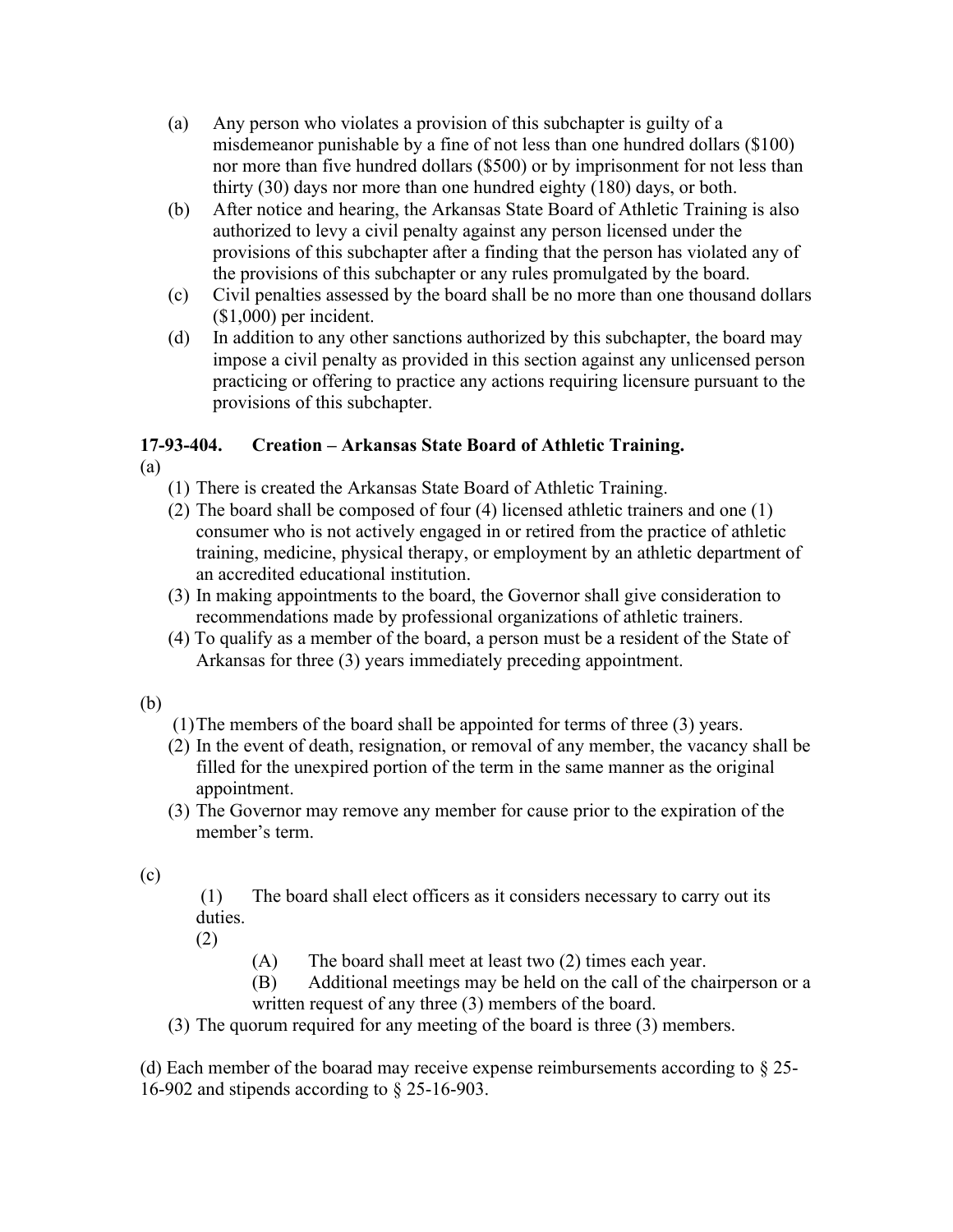(a) Any person who violates a provision of this subchapter is guilty of a misdemeanor punishable by a fine of not less than one hundred dollars ($100) nor more than five hundred dollars ($500) or by imprisonment for not less than thirty (30) days nor more than one hundred eighty (180) days, or both.

(b) After notice and hearing, the Arkansas State Board of Athletic Training is also authorized to levy a civil penalty against any person licensed under the provisions of this subchapter after a finding that the person has violated any of the provisions of this subchapter or any rules promulgated by the board.

(c) Civil penalties assessed by the board shall be no more than one thousand dollars ($1,000) per incident.

(d) In addition to any other sanctions authorized by this subchapter, the board may impose a civil penalty as provided in this section against any unlicensed person practicing or offering to practice any actions requiring licensure pursuant to the provisions of this subchapter.

**17-93-404. Creation – Arkansas State Board of Athletic Training.**

(a)

(1) There is created the Arkansas State Board of Athletic Training.

(2) The board shall be composed of four (4) licensed athletic trainers and one (1) consumer who is not actively engaged in or retired from the practice of athletic training, medicine, physical therapy, or employment by an athletic department of an accredited educational institution.

(3) In making appointments to the board, the Governor shall give consideration to recommendations made by professional organizations of athletic trainers.

(4) To qualify as a member of the board, a person must be a resident of the State of Arkansas for three (3) years immediately preceding appointment.

(b)

(1) The members of the board shall be appointed for terms of three (3) years.

(2) In the event of death, resignation, or removal of any member, the vacancy shall be filled for the unexpired portion of the term in the same manner as the original appointment.

(3) The Governor may remove any member for cause prior to the expiration of the member's term.

(c)

(1) The board shall elect officers as it considers necessary to carry out its duties.

(2)

(A) The board shall meet at least two (2) times each year.

(B) Additional meetings may be held on the call of the chairperson or a written request of any three (3) members of the board.

(3) The quorum required for any meeting of the board is three (3) members.

(d) Each member of the boarad may receive expense reimbursements according to § 25-16-902 and stipends according to § 25-16-903.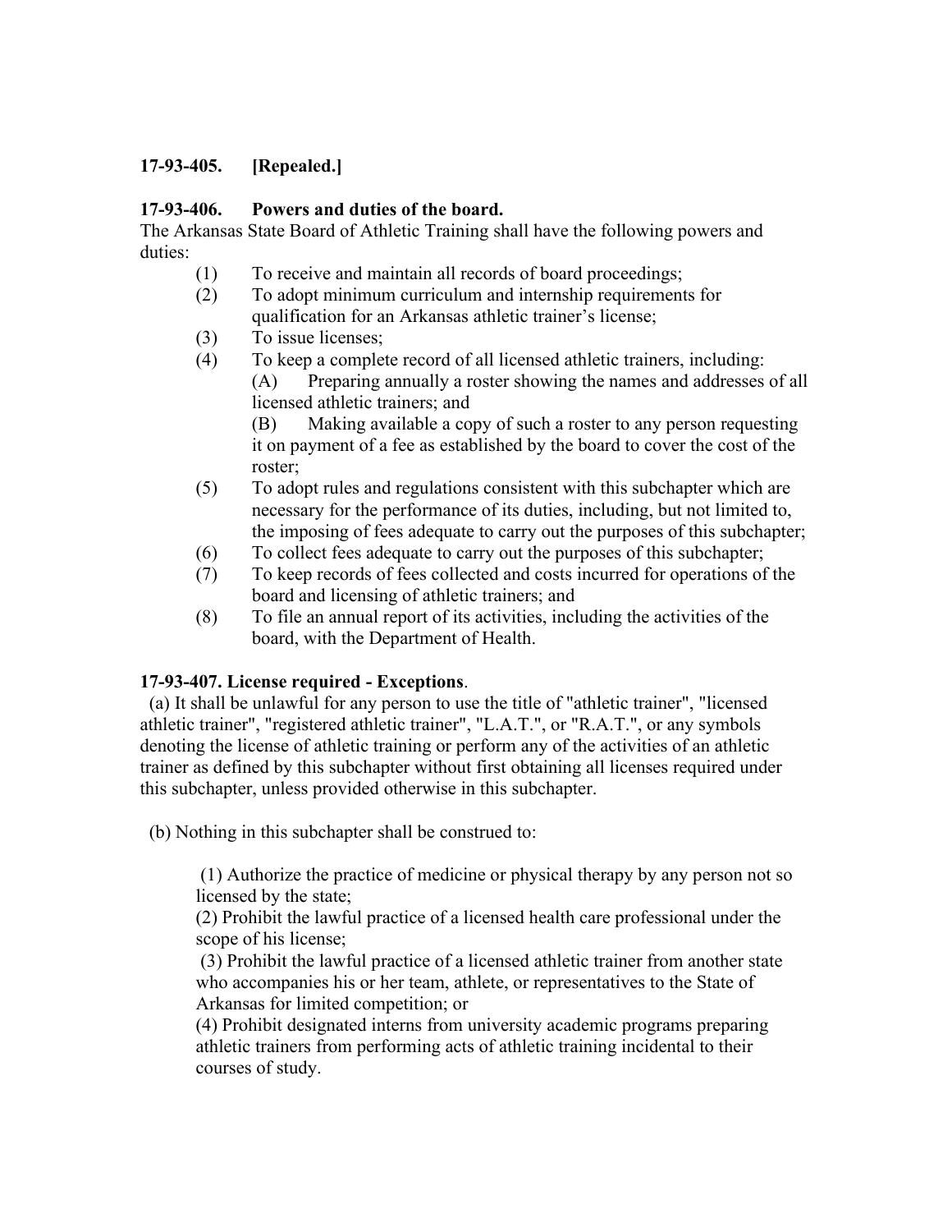**17-93-405. [Repealed.]**

**17-93-406. Powers and duties of the board.**

The Arkansas State Board of Athletic Training shall have the following powers and duties:

(1) To receive and maintain all records of board proceedings;

(2) To adopt minimum curriculum and internship requirements for qualification for an Arkansas athletic trainer's license;

(3) To issue licenses;

(4) To keep a complete record of all licensed athletic trainers, including:

(A) Preparing annually a roster showing the names and addresses of all licensed athletic trainers; and

(B) Making available a copy of such a roster to any person requesting it on payment of a fee as established by the board to cover the cost of the roster;

(5) To adopt rules and regulations consistent with this subchapter which are necessary for the performance of its duties, including, but not limited to, the imposing of fees adequate to carry out the purposes of this subchapter;

(6) To collect fees adequate to carry out the purposes of this subchapter;

(7) To keep records of fees collected and costs incurred for operations of the board and licensing of athletic trainers; and

(8) To file an annual report of its activities, including the activities of the board, with the Department of Health.

**17-93-407. License required - Exceptions**.

(a) It shall be unlawful for any person to use the title of "athletic trainer", "licensed athletic trainer", "registered athletic trainer", "L.A.T.", or "R.A.T.", or any symbols denoting the license of athletic training or perform any of the activities of an athletic trainer as defined by this subchapter without first obtaining all licenses required under this subchapter, unless provided otherwise in this subchapter.

(b) Nothing in this subchapter shall be construed to:

(1) Authorize the practice of medicine or physical therapy by any person not so licensed by the state;

(2) Prohibit the lawful practice of a licensed health care professional under the scope of his license;

(3) Prohibit the lawful practice of a licensed athletic trainer from another state who accompanies his or her team, athlete, or representatives to the State of Arkansas for limited competition; or

(4) Prohibit designated interns from university academic programs preparing athletic trainers from performing acts of athletic training incidental to their courses of study.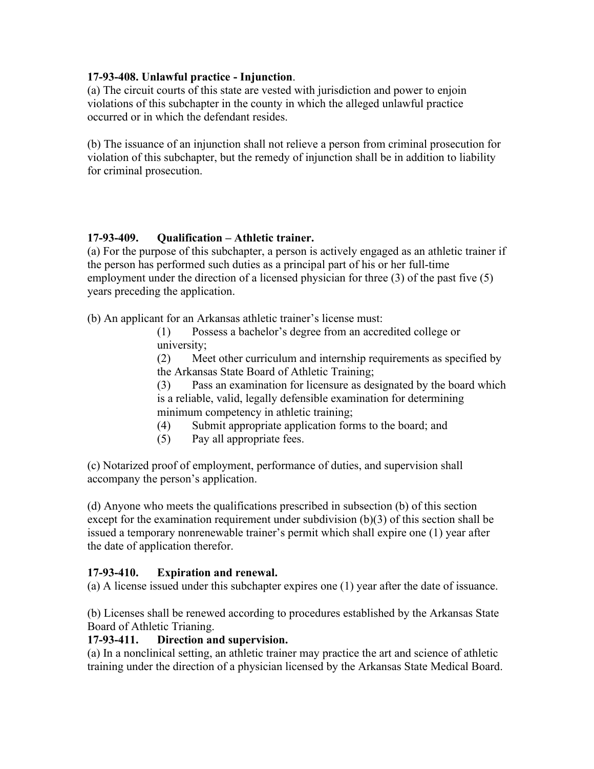**17-93-408. Unlawful practice - Injunction**.

(a) The circuit courts of this state are vested with jurisdiction and power to enjoin violations of this subchapter in the county in which the alleged unlawful practice occurred or in which the defendant resides.

(b) The issuance of an injunction shall not relieve a person from criminal prosecution for violation of this subchapter, but the remedy of injunction shall be in addition to liability for criminal prosecution.

**17-93-409. Qualification – Athletic trainer.**

(a) For the purpose of this subchapter, a person is actively engaged as an athletic trainer if the person has performed such duties as a principal part of his or her full-time employment under the direction of a licensed physician for three (3) of the past five (5) years preceding the application.

(b) An applicant for an Arkansas athletic trainer's license must:

(1) Possess a bachelor's degree from an accredited college or university;

(2) Meet other curriculum and internship requirements as specified by the Arkansas State Board of Athletic Training;

(3) Pass an examination for licensure as designated by the board which is a reliable, valid, legally defensible examination for determining minimum competency in athletic training;

(4) Submit appropriate application forms to the board; and

(5) Pay all appropriate fees.

(c) Notarized proof of employment, performance of duties, and supervision shall accompany the person's application.

(d) Anyone who meets the qualifications prescribed in subsection (b) of this section except for the examination requirement under subdivision (b)(3) of this section shall be issued a temporary nonrenewable trainer's permit which shall expire one (1) year after the date of application therefor.

**17-93-410. Expiration and renewal.**

(a) A license issued under this subchapter expires one (1) year after the date of issuance.

(b) Licenses shall be renewed according to procedures established by the Arkansas State Board of Athletic Trianing.

**17-93-411. Direction and supervision.**

(a) In a nonclinical setting, an athletic trainer may practice the art and science of athletic training under the direction of a physician licensed by the Arkansas State Medical Board.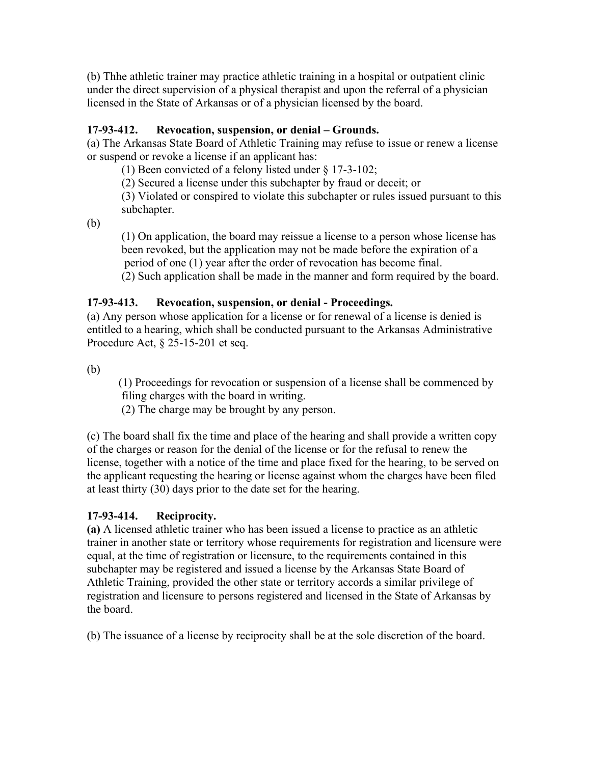(b) Thhe athletic trainer may practice athletic training in a hospital or outpatient clinic under the direct supervision of a physical therapist and upon the referral of a physician licensed in the State of Arkansas or of a physician licensed by the board.

**17-93-412. Revocation, suspension, or denial – Grounds.**

(a) The Arkansas State Board of Athletic Training may refuse to issue or renew a license or suspend or revoke a license if an applicant has:

(1) Been convicted of a felony listed under § 17-3-102;

(2) Secured a license under this subchapter by fraud or deceit; or

(3) Violated or conspired to violate this subchapter or rules issued pursuant to this subchapter.

(b)

(1) On application, the board may reissue a license to a person whose license has been revoked, but the application may not be made before the expiration of a period of one (1) year after the order of revocation has become final.

(2) Such application shall be made in the manner and form required by the board.

**17-93-413. Revocation, suspension, or denial - Proceedings.**

(a) Any person whose application for a license or for renewal of a license is denied is entitled to a hearing, which shall be conducted pursuant to the Arkansas Administrative Procedure Act, § 25-15-201 et seq.

(b)

(1) Proceedings for revocation or suspension of a license shall be commenced by filing charges with the board in writing.

(2) The charge may be brought by any person.

(c) The board shall fix the time and place of the hearing and shall provide a written copy of the charges or reason for the denial of the license or for the refusal to renew the license, together with a notice of the time and place fixed for the hearing, to be served on the applicant requesting the hearing or license against whom the charges have been filed at least thirty (30) days prior to the date set for the hearing.

**17-93-414. Reciprocity.**

**(a)** A licensed athletic trainer who has been issued a license to practice as an athletic trainer in another state or territory whose requirements for registration and licensure were equal, at the time of registration or licensure, to the requirements contained in this subchapter may be registered and issued a license by the Arkansas State Board of Athletic Training, provided the other state or territory accords a similar privilege of registration and licensure to persons registered and licensed in the State of Arkansas by the board.

(b) The issuance of a license by reciprocity shall be at the sole discretion of the board.